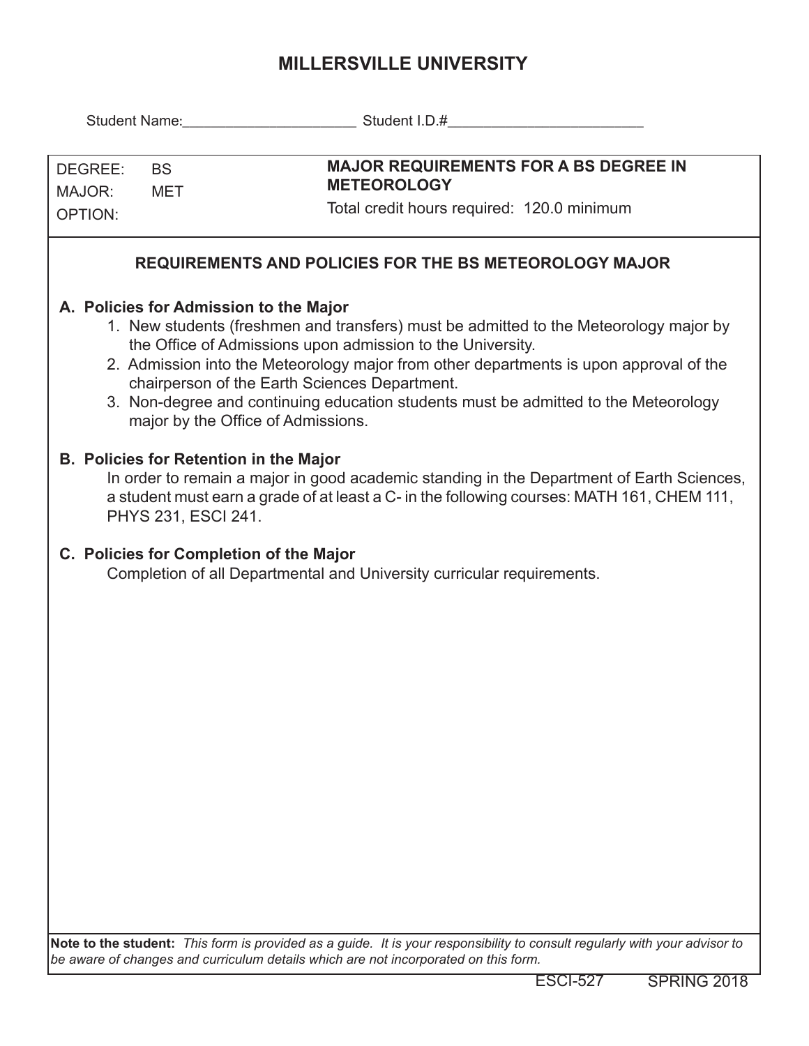# MILLERSVILLE UNIVERSITY

Student Name:______________________ Student I.D.#_________________________

| | | |
|---|---|---|
| DEGREE: | BS | **MAJOR REQUIREMENTS FOR A BS DEGREE IN METEOROLOGY** |
| MAJOR: | MET | Total credit hours required: 120.0 minimum |
| OPTION: | | |

## REQUIREMENTS AND POLICIES FOR THE BS METEOROLOGY MAJOR

### A. Policies for Admission to the Major

1. New students (freshmen and transfers) must be admitted to the Meteorology major by the Office of Admissions upon admission to the University.
2. Admission into the Meteorology major from other departments is upon approval of the chairperson of the Earth Sciences Department.
3. Non-degree and continuing education students must be admitted to the Meteorology major by the Office of Admissions.

### B. Policies for Retention in the Major

In order to remain a major in good academic standing in the Department of Earth Sciences, a student must earn a grade of at least a C- in the following courses: MATH 161, CHEM 111, PHYS 231, ESCI 241.

### C. Policies for Completion of the Major

Completion of all Departmental and University curricular requirements.

**Note to the student:** *This form is provided as a guide. It is your responsibility to consult regularly with your advisor to be aware of changes and curriculum details which are not incorporated on this form.*

ESCI-527 SPRING 2018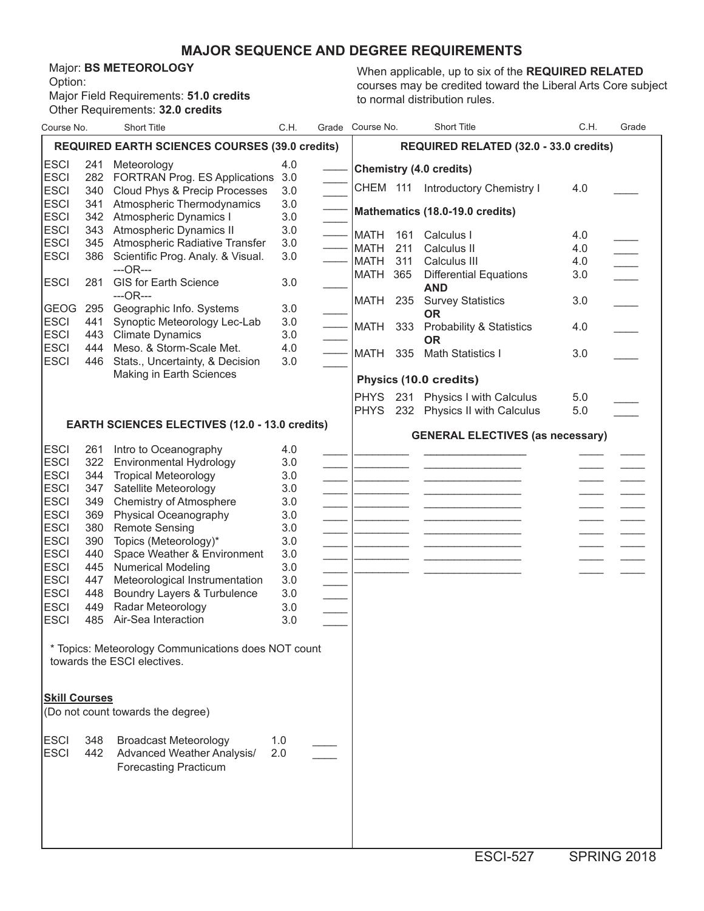# MAJOR SEQUENCE AND DEGREE REQUIREMENTS

Major: **BS METEOROLOGY**
Option:
Major Field Requirements: **51.0 credits**
Other Requirements: **32.0 credits**

When applicable, up to six of the **REQUIRED RELATED** courses may be credited toward the Liberal Arts Core subject to normal distribution rules.

## REQUIRED EARTH SCIENCES COURSES (39.0 credits)

| Course No. | | Short Title | C.H. | Grade |
|---|---|---|---|---|
| ESCI | 241 | Meteorology | 4.0 | ____ |
| ESCI | 282 | FORTRAN Prog. ES Applications | 3.0 | ____ |
| ESCI | 340 | Cloud Phys & Precip Processes | 3.0 | ____ |
| ESCI | 341 | Atmospheric Thermodynamics | 3.0 | ____ |
| ESCI | 342 | Atmospheric Dynamics I | 3.0 | ____ |
| ESCI | 343 | Atmospheric Dynamics II | 3.0 | ____ |
| ESCI | 345 | Atmospheric Radiative Transfer | 3.0 | ____ |
| ESCI | 386 | Scientific Prog. Analy. & Visual. | 3.0 | ____ |
| | | ---OR--- | | |
| ESCI | 281 | GIS for Earth Science | 3.0 | ____ |
| | | ---OR--- | | |
| GEOG | 295 | Geographic Info. Systems | 3.0 | ____ |
| ESCI | 441 | Synoptic Meteorology Lec-Lab | 3.0 | ____ |
| ESCI | 443 | Climate Dynamics | 3.0 | ____ |
| ESCI | 444 | Meso. & Storm-Scale Met. | 4.0 | ____ |
| ESCI | 446 | Stats., Uncertainty, & Decision Making in Earth Sciences | 3.0 | ____ |

## EARTH SCIENCES ELECTIVES (12.0 - 13.0 credits)

| Course No. | | Short Title | C.H. | Grade |
|---|---|---|---|---|
| ESCI | 261 | Intro to Oceanography | 4.0 | ____ |
| ESCI | 322 | Environmental Hydrology | 3.0 | ____ |
| ESCI | 344 | Tropical Meteorology | 3.0 | ____ |
| ESCI | 347 | Satellite Meteorology | 3.0 | ____ |
| ESCI | 349 | Chemistry of Atmosphere | 3.0 | ____ |
| ESCI | 369 | Physical Oceanography | 3.0 | ____ |
| ESCI | 380 | Remote Sensing | 3.0 | ____ |
| ESCI | 390 | Topics (Meteorology)* | 3.0 | ____ |
| ESCI | 440 | Space Weather & Environment | 3.0 | ____ |
| ESCI | 445 | Numerical Modeling | 3.0 | ____ |
| ESCI | 447 | Meteorological Instrumentation | 3.0 | ____ |
| ESCI | 448 | Boundry Layers & Turbulence | 3.0 | ____ |
| ESCI | 449 | Radar Meteorology | 3.0 | ____ |
| ESCI | 485 | Air-Sea Interaction | 3.0 | ____ |

* Topics: Meteorology Communications does NOT count towards the ESCI electives.

**Skill Courses**
(Do not count towards the degree)

| Course No. | | Short Title | C.H. | Grade |
|---|---|---|---|---|
| ESCI | 348 | Broadcast Meteorology | 1.0 | ____ |
| ESCI | 442 | Advanced Weather Analysis/ Forecasting Practicum | 2.0 | ____ |

## REQUIRED RELATED (32.0 - 33.0 credits)

**Chemistry (4.0 credits)**

| Course No. | | Short Title | C.H. | Grade |
|---|---|---|---|---|
| CHEM | 111 | Introductory Chemistry I | 4.0 | ____ |

**Mathematics (18.0-19.0 credits)**

| Course No. | | Short Title | C.H. | Grade |
|---|---|---|---|---|
| MATH | 161 | Calculus I | 4.0 | ____ |
| MATH | 211 | Calculus II | 4.0 | ____ |
| MATH | 311 | Calculus III | 4.0 | ____ |
| MATH | 365 | Differential Equations | 3.0 | ____ |
| | | **AND** | | |
| MATH | 235 | Survey Statistics | 3.0 | ____ |
| | | **OR** | | |
| MATH | 333 | Probability & Statistics | 4.0 | ____ |
| | | **OR** | | |
| MATH | 335 | Math Statistics I | 3.0 | ____ |

**Physics (10.0 credits)**

| Course No. | | Short Title | C.H. | Grade |
|---|---|---|---|---|
| PHYS | 231 | Physics I with Calculus | 5.0 | ____ |
| PHYS | 232 | Physics II with Calculus | 5.0 | ____ |

## GENERAL ELECTIVES (as necessary)

| Course No. | Short Title | C.H. | Grade |
|---|---|---|---|
| ________ | ________________ | ____ | ____ |
| ________ | ________________ | ____ | ____ |
| ________ | ________________ | ____ | ____ |
| ________ | ________________ | ____ | ____ |
| ________ | ________________ | ____ | ____ |
| ________ | ________________ | ____ | ____ |
| ________ | ________________ | ____ | ____ |
| ________ | ________________ | ____ | ____ |

ESCI-527 SPRING 2018